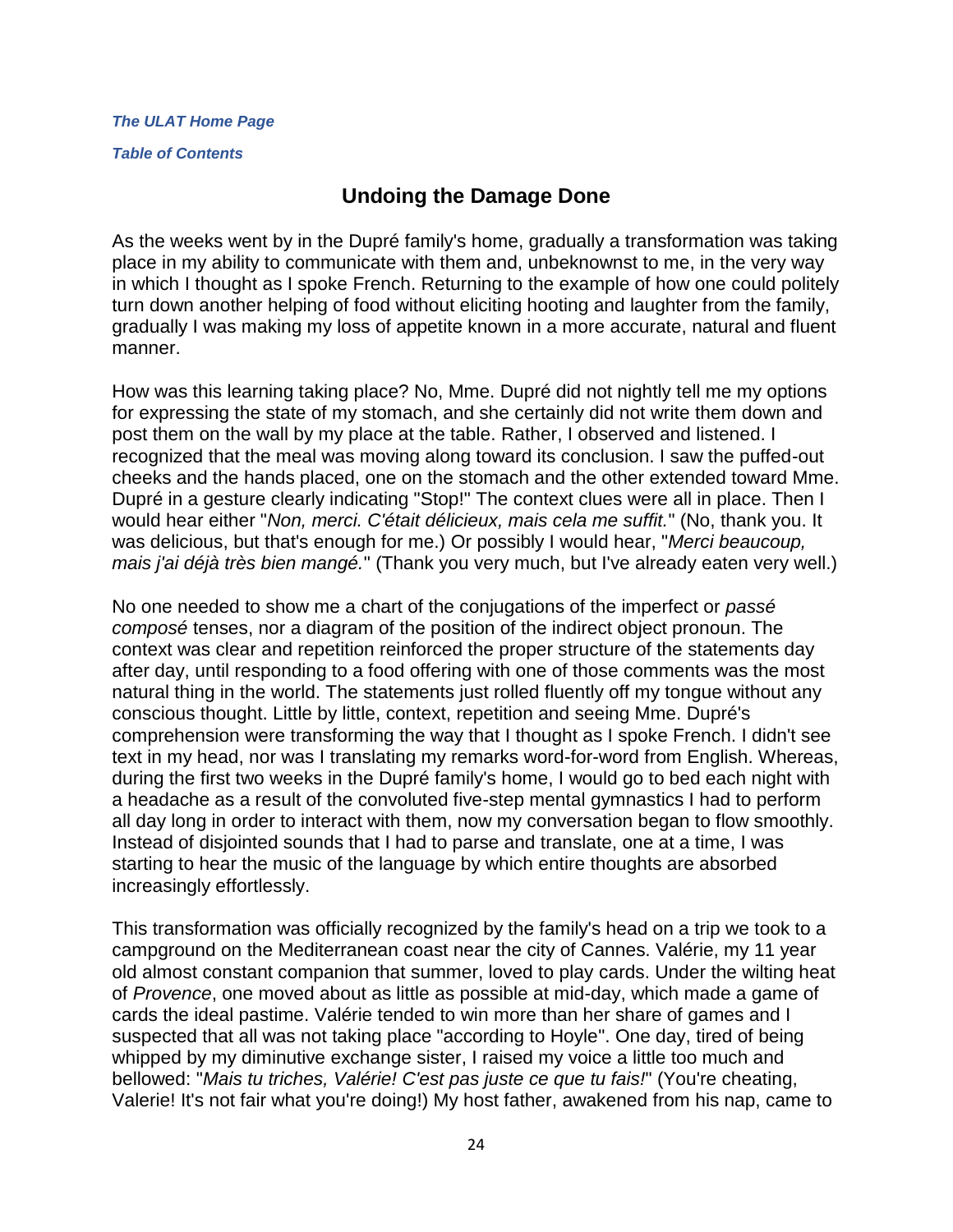***The ULAT Home Page***

***Table of Contents***

## Undoing the Damage Done

As the weeks went by in the Dupré family's home, gradually a transformation was taking place in my ability to communicate with them and, unbeknownst to me, in the very way in which I thought as I spoke French. Returning to the example of how one could politely turn down another helping of food without eliciting hooting and laughter from the family, gradually I was making my loss of appetite known in a more accurate, natural and fluent manner.

How was this learning taking place? No, Mme. Dupré did not nightly tell me my options for expressing the state of my stomach, and she certainly did not write them down and post them on the wall by my place at the table. Rather, I observed and listened. I recognized that the meal was moving along toward its conclusion. I saw the puffed-out cheeks and the hands placed, one on the stomach and the other extended toward Mme. Dupré in a gesture clearly indicating "Stop!" The context clues were all in place. Then I would hear either "*Non, merci. C'était délicieux, mais cela me suffit.*" (No, thank you. It was delicious, but that's enough for me.) Or possibly I would hear, "*Merci beaucoup, mais j'ai déjà très bien mangé.*" (Thank you very much, but I've already eaten very well.)

No one needed to show me a chart of the conjugations of the imperfect or *passé composé* tenses, nor a diagram of the position of the indirect object pronoun. The context was clear and repetition reinforced the proper structure of the statements day after day, until responding to a food offering with one of those comments was the most natural thing in the world. The statements just rolled fluently off my tongue without any conscious thought. Little by little, context, repetition and seeing Mme. Dupré's comprehension were transforming the way that I thought as I spoke French. I didn't see text in my head, nor was I translating my remarks word-for-word from English. Whereas, during the first two weeks in the Dupré family's home, I would go to bed each night with a headache as a result of the convoluted five-step mental gymnastics I had to perform all day long in order to interact with them, now my conversation began to flow smoothly. Instead of disjointed sounds that I had to parse and translate, one at a time, I was starting to hear the music of the language by which entire thoughts are absorbed increasingly effortlessly.

This transformation was officially recognized by the family's head on a trip we took to a campground on the Mediterranean coast near the city of Cannes. Valérie, my 11 year old almost constant companion that summer, loved to play cards. Under the wilting heat of *Provence*, one moved about as little as possible at mid-day, which made a game of cards the ideal pastime. Valérie tended to win more than her share of games and I suspected that all was not taking place "according to Hoyle". One day, tired of being whipped by my diminutive exchange sister, I raised my voice a little too much and bellowed: "*Mais tu triches, Valérie! C'est pas juste ce que tu fais!*" (You're cheating, Valerie! It's not fair what you're doing!) My host father, awakened from his nap, came to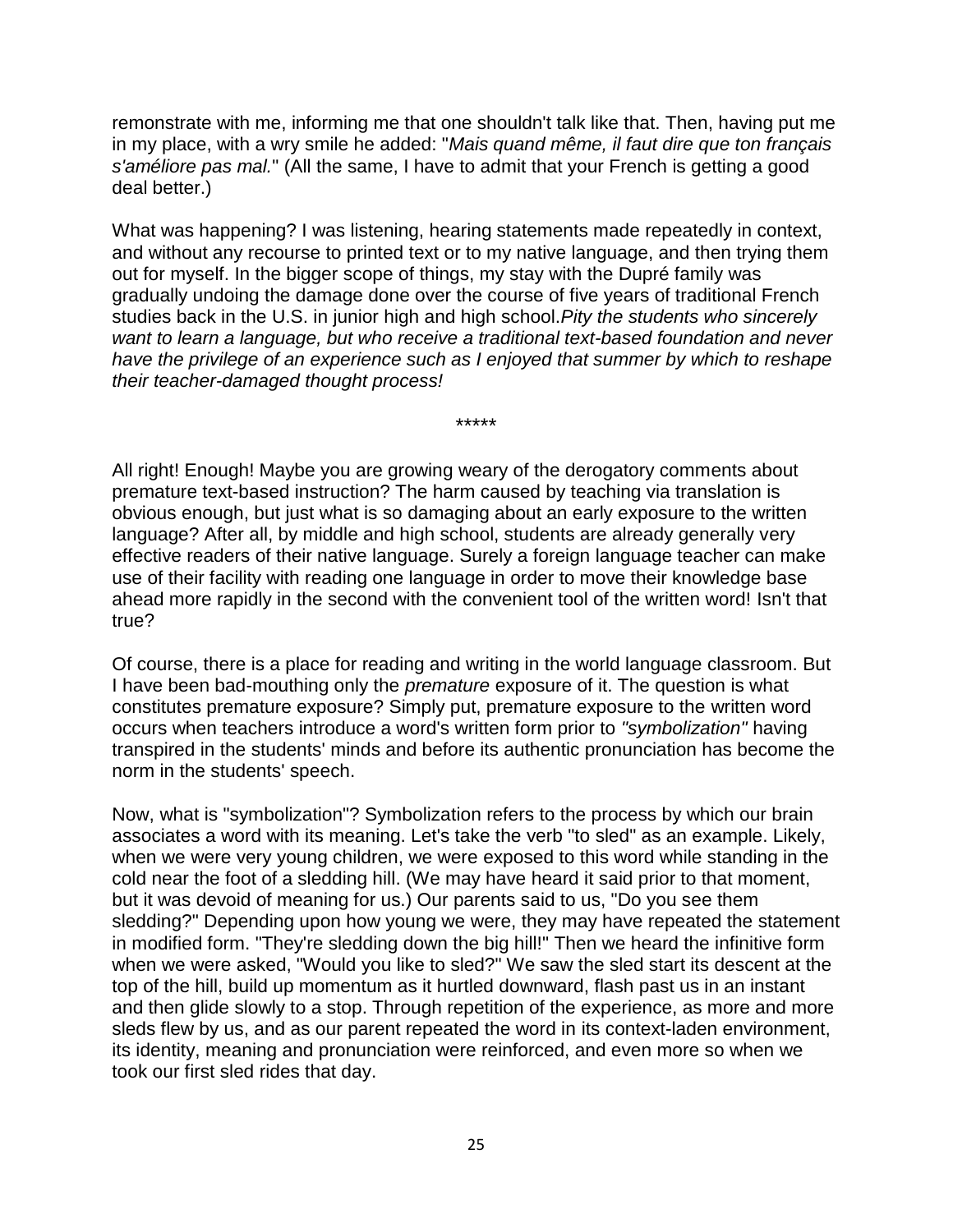remonstrate with me, informing me that one shouldn't talk like that. Then, having put me in my place, with a wry smile he added: "*Mais quand même, il faut dire que ton français s'améliore pas mal.*" (All the same, I have to admit that your French is getting a good deal better.)

What was happening? I was listening, hearing statements made repeatedly in context, and without any recourse to printed text or to my native language, and then trying them out for myself. In the bigger scope of things, my stay with the Dupré family was gradually undoing the damage done over the course of five years of traditional French studies back in the U.S. in junior high and high school.*Pity the students who sincerely want to learn a language, but who receive a traditional text-based foundation and never have the privilege of an experience such as I enjoyed that summer by which to reshape their teacher-damaged thought process!*

*****

All right! Enough! Maybe you are growing weary of the derogatory comments about premature text-based instruction? The harm caused by teaching via translation is obvious enough, but just what is so damaging about an early exposure to the written language? After all, by middle and high school, students are already generally very effective readers of their native language. Surely a foreign language teacher can make use of their facility with reading one language in order to move their knowledge base ahead more rapidly in the second with the convenient tool of the written word! Isn't that true?

Of course, there is a place for reading and writing in the world language classroom. But I have been bad-mouthing only the *premature* exposure of it. The question is what constitutes premature exposure? Simply put, premature exposure to the written word occurs when teachers introduce a word's written form prior to *"symbolization"* having transpired in the students' minds and before its authentic pronunciation has become the norm in the students' speech.

Now, what is "symbolization"? Symbolization refers to the process by which our brain associates a word with its meaning. Let's take the verb "to sled" as an example. Likely, when we were very young children, we were exposed to this word while standing in the cold near the foot of a sledding hill. (We may have heard it said prior to that moment, but it was devoid of meaning for us.) Our parents said to us, "Do you see them sledding?" Depending upon how young we were, they may have repeated the statement in modified form. "They're sledding down the big hill!" Then we heard the infinitive form when we were asked, "Would you like to sled?" We saw the sled start its descent at the top of the hill, build up momentum as it hurtled downward, flash past us in an instant and then glide slowly to a stop. Through repetition of the experience, as more and more sleds flew by us, and as our parent repeated the word in its context-laden environment, its identity, meaning and pronunciation were reinforced, and even more so when we took our first sled rides that day.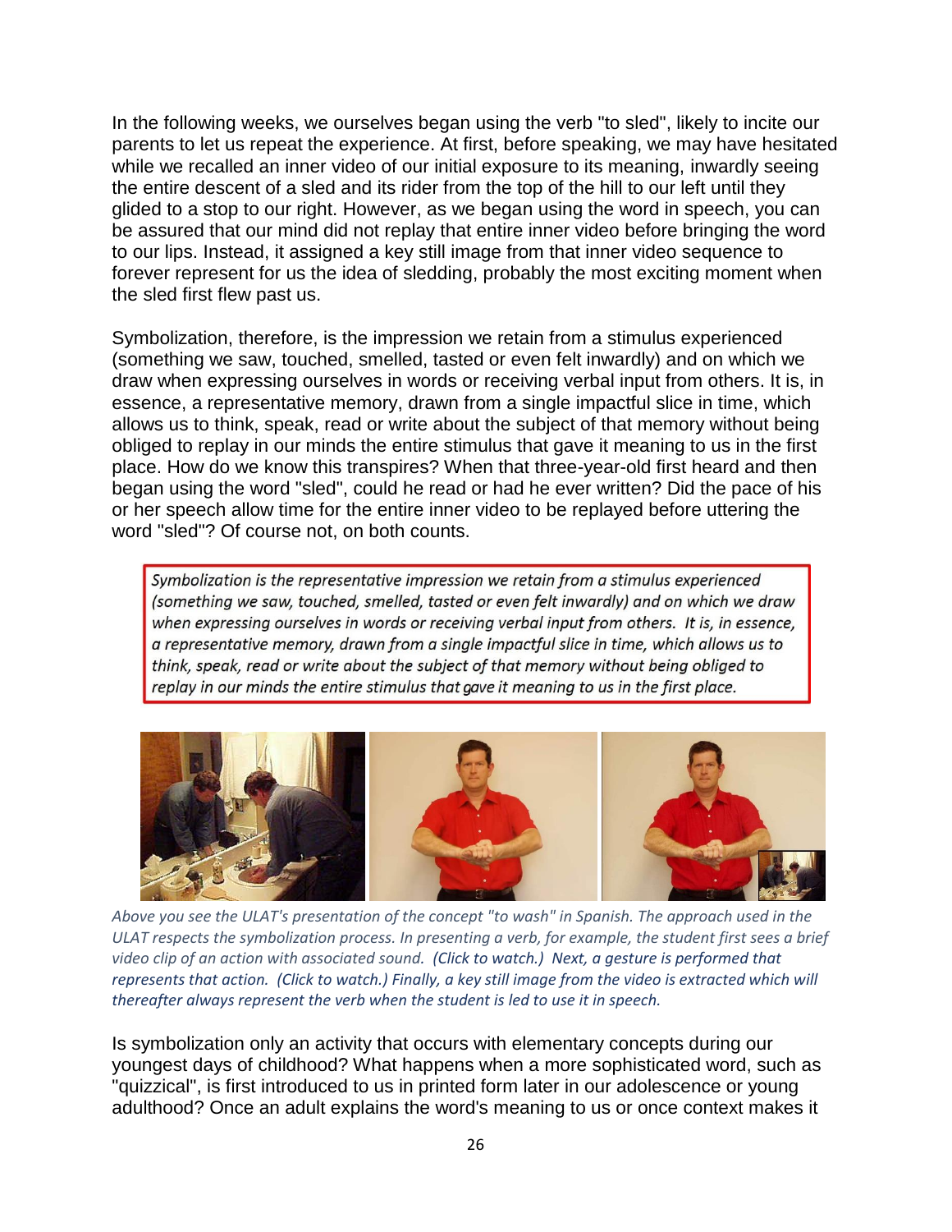In the following weeks, we ourselves began using the verb "to sled", likely to incite our parents to let us repeat the experience. At first, before speaking, we may have hesitated while we recalled an inner video of our initial exposure to its meaning, inwardly seeing the entire descent of a sled and its rider from the top of the hill to our left until they glided to a stop to our right. However, as we began using the word in speech, you can be assured that our mind did not replay that entire inner video before bringing the word to our lips. Instead, it assigned a key still image from that inner video sequence to forever represent for us the idea of sledding, probably the most exciting moment when the sled first flew past us.

Symbolization, therefore, is the impression we retain from a stimulus experienced (something we saw, touched, smelled, tasted or even felt inwardly) and on which we draw when expressing ourselves in words or receiving verbal input from others. It is, in essence, a representative memory, drawn from a single impactful slice in time, which allows us to think, speak, read or write about the subject of that memory without being obliged to replay in our minds the entire stimulus that gave it meaning to us in the first place. How do we know this transpires? When that three-year-old first heard and then began using the word "sled", could he read or had he ever written? Did the pace of his or her speech allow time for the entire inner video to be replayed before uttering the word "sled"? Of course not, on both counts.

> *Symbolization is the representative impression we retain from a stimulus experienced (something we saw, touched, smelled, tasted or even felt inwardly) and on which we draw when expressing ourselves in words or receiving verbal input from others. It is, in essence, a representative memory, drawn from a single impactful slice in time, which allows us to think, speak, read or write about the subject of that memory without being obliged to replay in our minds the entire stimulus that gave it meaning to us in the first place.*

*Above you see the ULAT's presentation of the concept "to wash" in Spanish. The approach used in the ULAT respects the symbolization process. In presenting a verb, for example, the student first sees a brief video clip of an action with associated sound. (Click to watch.) Next, a gesture is performed that represents that action. (Click to watch.) Finally, a key still image from the video is extracted which will thereafter always represent the verb when the student is led to use it in speech.*

Is symbolization only an activity that occurs with elementary concepts during our youngest days of childhood? What happens when a more sophisticated word, such as "quizzical", is first introduced to us in printed form later in our adolescence or young adulthood? Once an adult explains the word's meaning to us or once context makes it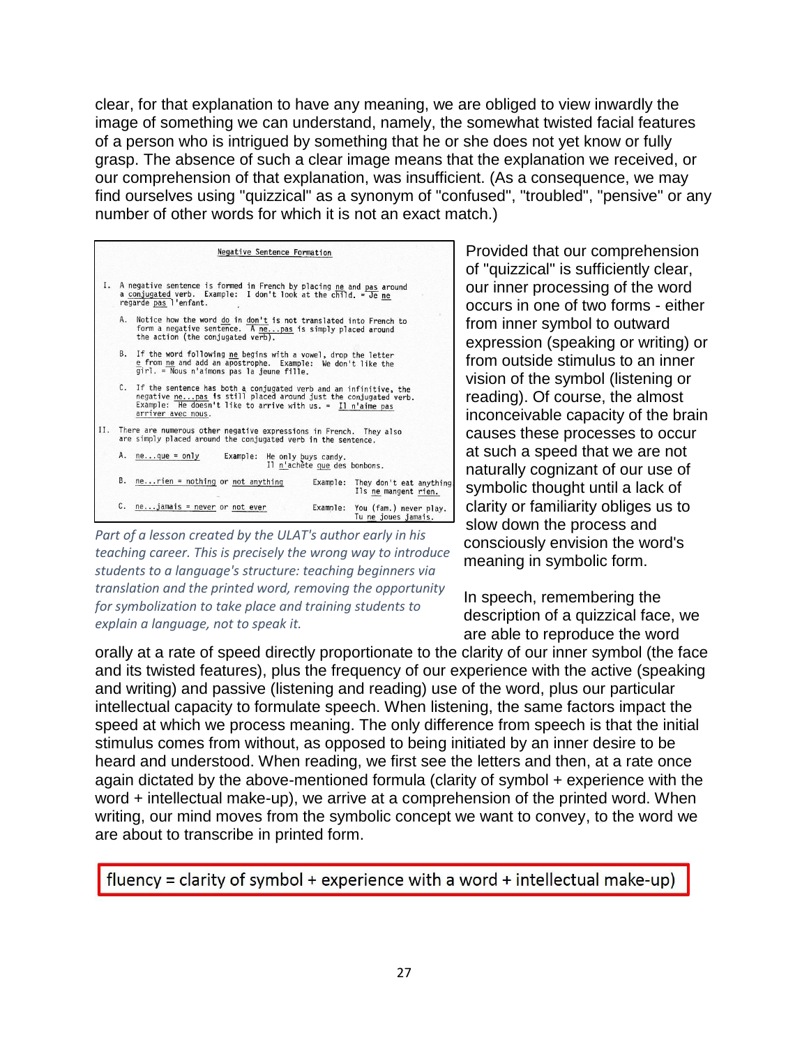clear, for that explanation to have any meaning, we are obliged to view inwardly the image of something we can understand, namely, the somewhat twisted facial features of a person who is intrigued by something that he or she does not yet know or fully grasp. The absence of such a clear image means that the explanation we received, or our comprehension of that explanation, was insufficient. (As a consequence, we may find ourselves using "quizzical" as a synonym of "confused", "troubled", "pensive" or any number of other words for which it is not an exact match.)

Negative Sentence Formation

I. A negative sentence is formed in French by placing ne and pas around a conjugated verb. Example: I don't look at the child. = Je ne regarde pas l'enfant.

A. Notice how the word do in don't is not translated into French to form a negative sentence. A ne...pas is simply placed around the action (the conjugated verb).

B. If the word following ne begins with a vowel, drop the letter e from ne and add an apostrophe. Example: We don't like the girl. = Nous n'aimons pas la jeune fille.

C. If the sentence has both a conjugated verb and an infinitive, the negative ne...pas is still placed around just the conjugated verb. Example: He doesn't like to arrive with us. = Il n'aime pas arriver avec nous.

II. There are numerous other negative expressions in French. They also are simply placed around the conjugated verb in the sentence.

A. ne...que = only — Example: He only buys candy. Il n'achète que des bonbons.

B. ne...rien = nothing or not anything — Example: They don't eat anything. Ils ne mangent rien.

C. ne...jamais = never or not ever — Example: You (fam.) never play. Tu ne joues jamais.

*Part of a lesson created by the ULAT's author early in his teaching career. This is precisely the wrong way to introduce students to a language's structure: teaching beginners via translation and the printed word, removing the opportunity for symbolization to take place and training students to explain a language, not to speak it.*

Provided that our comprehension of "quizzical" is sufficiently clear, our inner processing of the word occurs in one of two forms - either from inner symbol to outward expression (speaking or writing) or from outside stimulus to an inner vision of the symbol (listening or reading). Of course, the almost inconceivable capacity of the brain causes these processes to occur at such a speed that we are not naturally cognizant of our use of symbolic thought until a lack of clarity or familiarity obliges us to slow down the process and consciously envision the word's meaning in symbolic form.

In speech, remembering the description of a quizzical face, we are able to reproduce the word orally at a rate of speed directly proportionate to the clarity of our inner symbol (the face and its twisted features), plus the frequency of our experience with the active (speaking and writing) and passive (listening and reading) use of the word, plus our particular intellectual capacity to formulate speech. When listening, the same factors impact the speed at which we process meaning. The only difference from speech is that the initial stimulus comes from without, as opposed to being initiated by an inner desire to be heard and understood. When reading, we first see the letters and then, at a rate once again dictated by the above-mentioned formula (clarity of symbol + experience with the word + intellectual make-up), we arrive at a comprehension of the printed word. When writing, our mind moves from the symbolic concept we want to convey, to the word we are about to transcribe in printed form.

fluency = clarity of symbol + experience with a word + intellectual make-up)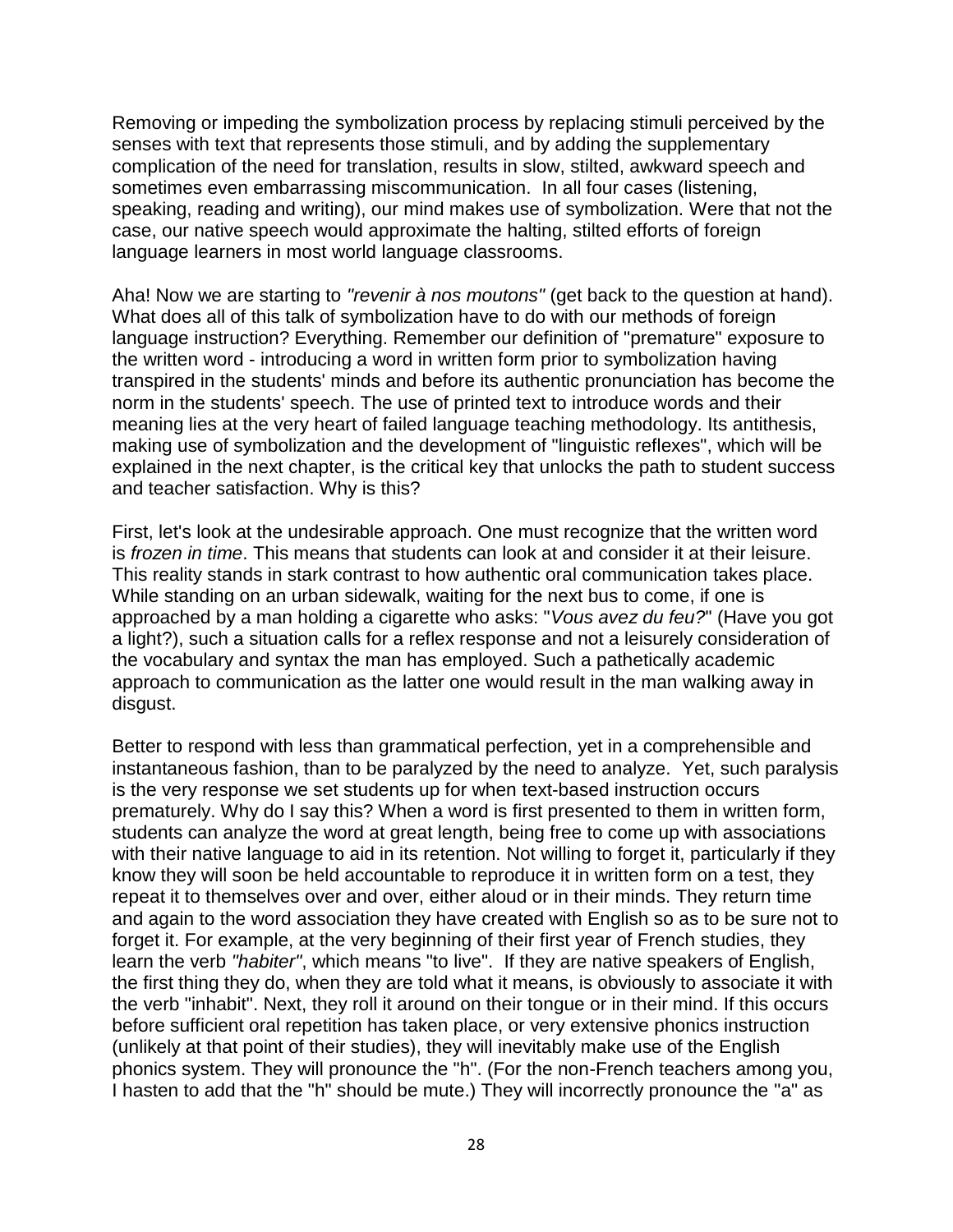Removing or impeding the symbolization process by replacing stimuli perceived by the senses with text that represents those stimuli, and by adding the supplementary complication of the need for translation, results in slow, stilted, awkward speech and sometimes even embarrassing miscommunication. In all four cases (listening, speaking, reading and writing), our mind makes use of symbolization. Were that not the case, our native speech would approximate the halting, stilted efforts of foreign language learners in most world language classrooms.

Aha! Now we are starting to *"revenir à nos moutons"* (get back to the question at hand). What does all of this talk of symbolization have to do with our methods of foreign language instruction? Everything. Remember our definition of "premature" exposure to the written word - introducing a word in written form prior to symbolization having transpired in the students' minds and before its authentic pronunciation has become the norm in the students' speech. The use of printed text to introduce words and their meaning lies at the very heart of failed language teaching methodology. Its antithesis, making use of symbolization and the development of "linguistic reflexes", which will be explained in the next chapter, is the critical key that unlocks the path to student success and teacher satisfaction. Why is this?

First, let's look at the undesirable approach. One must recognize that the written word is *frozen in time*. This means that students can look at and consider it at their leisure. This reality stands in stark contrast to how authentic oral communication takes place. While standing on an urban sidewalk, waiting for the next bus to come, if one is approached by a man holding a cigarette who asks: "*Vous avez du feu?*" (Have you got a light?), such a situation calls for a reflex response and not a leisurely consideration of the vocabulary and syntax the man has employed. Such a pathetically academic approach to communication as the latter one would result in the man walking away in disgust.

Better to respond with less than grammatical perfection, yet in a comprehensible and instantaneous fashion, than to be paralyzed by the need to analyze. Yet, such paralysis is the very response we set students up for when text-based instruction occurs prematurely. Why do I say this? When a word is first presented to them in written form, students can analyze the word at great length, being free to come up with associations with their native language to aid in its retention. Not willing to forget it, particularly if they know they will soon be held accountable to reproduce it in written form on a test, they repeat it to themselves over and over, either aloud or in their minds. They return time and again to the word association they have created with English so as to be sure not to forget it. For example, at the very beginning of their first year of French studies, they learn the verb *"habiter"*, which means "to live". If they are native speakers of English, the first thing they do, when they are told what it means, is obviously to associate it with the verb "inhabit". Next, they roll it around on their tongue or in their mind. If this occurs before sufficient oral repetition has taken place, or very extensive phonics instruction (unlikely at that point of their studies), they will inevitably make use of the English phonics system. They will pronounce the "h". (For the non-French teachers among you, I hasten to add that the "h" should be mute.) They will incorrectly pronounce the "a" as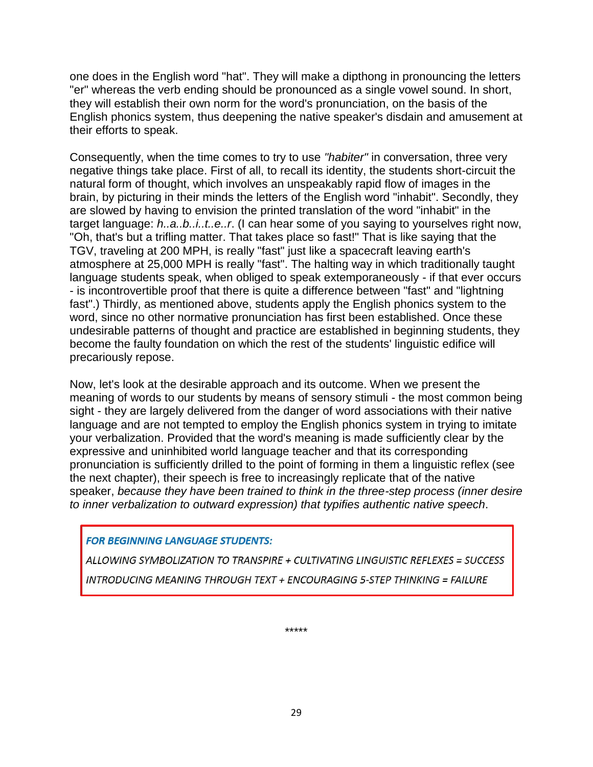one does in the English word "hat". They will make a dipthong in pronouncing the letters "er" whereas the verb ending should be pronounced as a single vowel sound. In short, they will establish their own norm for the word's pronunciation, on the basis of the English phonics system, thus deepening the native speaker's disdain and amusement at their efforts to speak.

Consequently, when the time comes to try to use *"habiter"* in conversation, three very negative things take place. First of all, to recall its identity, the students short-circuit the natural form of thought, which involves an unspeakably rapid flow of images in the brain, by picturing in their minds the letters of the English word "inhabit". Secondly, they are slowed by having to envision the printed translation of the word "inhabit" in the target language: *h..a..b..i..t..e..r*. (I can hear some of you saying to yourselves right now, "Oh, that's but a trifling matter. That takes place so fast!" That is like saying that the TGV, traveling at 200 MPH, is really "fast" just like a spacecraft leaving earth's atmosphere at 25,000 MPH is really "fast". The halting way in which traditionally taught language students speak, when obliged to speak extemporaneously - if that ever occurs - is incontrovertible proof that there is quite a difference between "fast" and "lightning fast".) Thirdly, as mentioned above, students apply the English phonics system to the word, since no other normative pronunciation has first been established. Once these undesirable patterns of thought and practice are established in beginning students, they become the faulty foundation on which the rest of the students' linguistic edifice will precariously repose.

Now, let's look at the desirable approach and its outcome. When we present the meaning of words to our students by means of sensory stimuli - the most common being sight - they are largely delivered from the danger of word associations with their native language and are not tempted to employ the English phonics system in trying to imitate your verbalization. Provided that the word's meaning is made sufficiently clear by the expressive and uninhibited world language teacher and that its corresponding pronunciation is sufficiently drilled to the point of forming in them a linguistic reflex (see the next chapter), their speech is free to increasingly replicate that of the native speaker, *because they have been trained to think in the three-step process (inner desire to inner verbalization to outward expression) that typifies authentic native speech*.

***FOR BEGINNING LANGUAGE STUDENTS:***

*ALLOWING SYMBOLIZATION TO TRANSPIRE + CULTIVATING LINGUISTIC REFLEXES = SUCCESS*

*INTRODUCING MEANING THROUGH TEXT + ENCOURAGING 5-STEP THINKING = FAILURE*

*****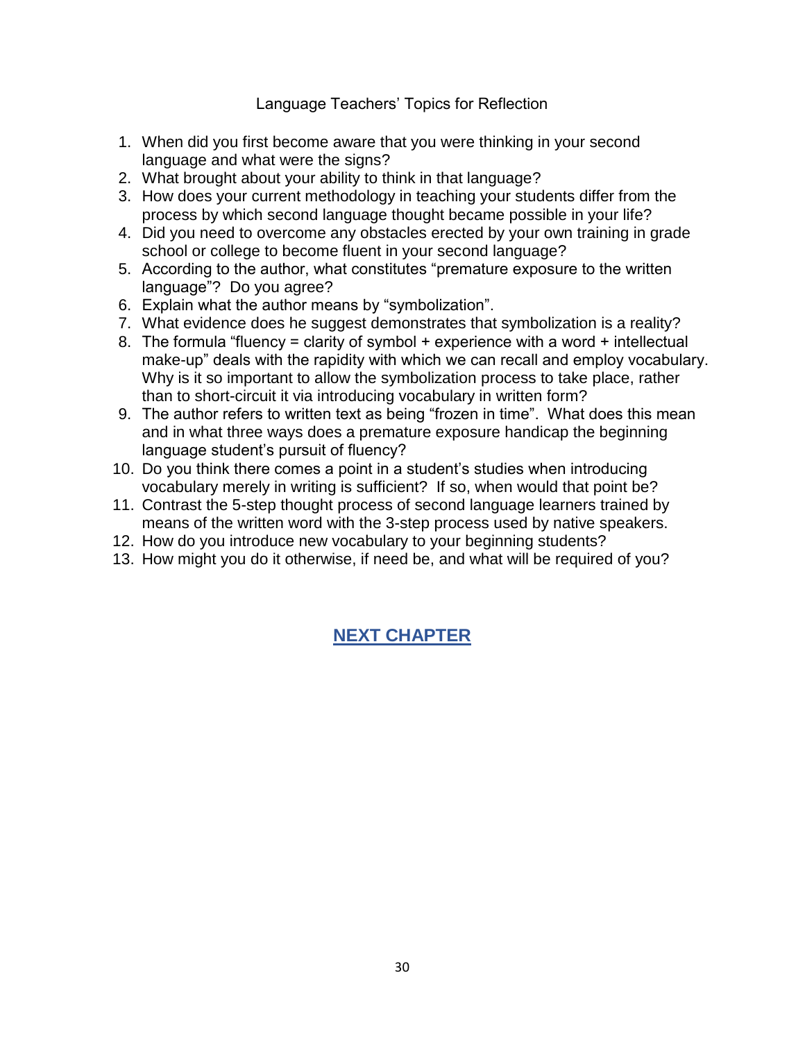## Language Teachers' Topics for Reflection

1. When did you first become aware that you were thinking in your second language and what were the signs?
2. What brought about your ability to think in that language?
3. How does your current methodology in teaching your students differ from the process by which second language thought became possible in your life?
4. Did you need to overcome any obstacles erected by your own training in grade school or college to become fluent in your second language?
5. According to the author, what constitutes "premature exposure to the written language"? Do you agree?
6. Explain what the author means by "symbolization".
7. What evidence does he suggest demonstrates that symbolization is a reality?
8. The formula "fluency = clarity of symbol + experience with a word + intellectual make-up" deals with the rapidity with which we can recall and employ vocabulary. Why is it so important to allow the symbolization process to take place, rather than to short-circuit it via introducing vocabulary in written form?
9. The author refers to written text as being "frozen in time". What does this mean and in what three ways does a premature exposure handicap the beginning language student's pursuit of fluency?
10. Do you think there comes a point in a student's studies when introducing vocabulary merely in writing is sufficient? If so, when would that point be?
11. Contrast the 5-step thought process of second language learners trained by means of the written word with the 3-step process used by native speakers.
12. How do you introduce new vocabulary to your beginning students?
13. How might you do it otherwise, if need be, and what will be required of you?

**NEXT CHAPTER**